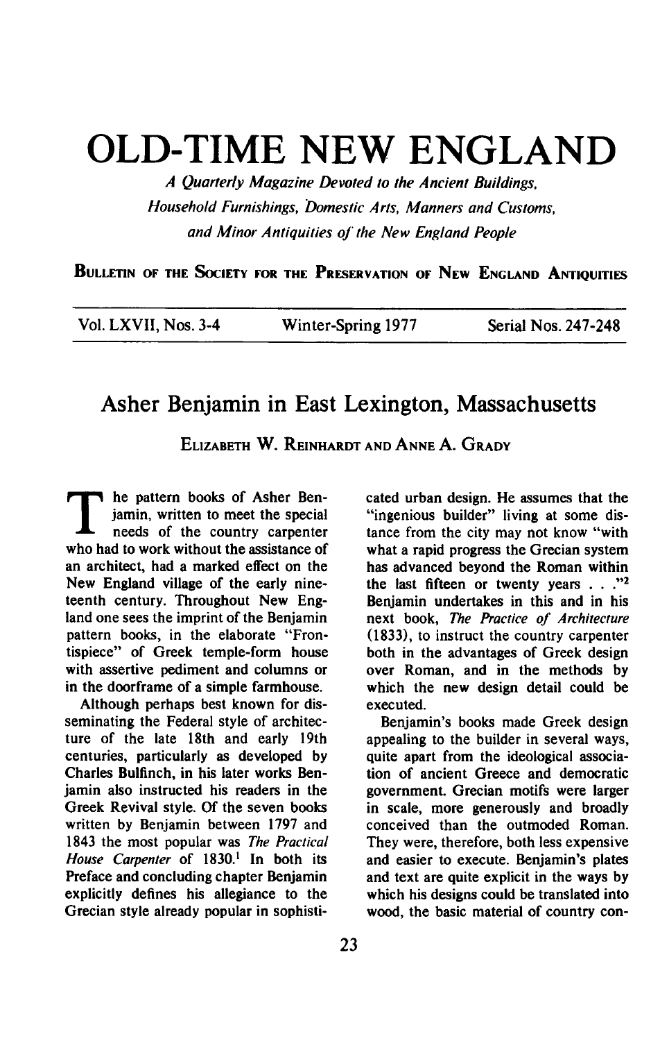# OLD-TIME NEW ENGLAND

*A Quarterly Magazine Devoted to the Ancient Buildings, Household Furnishings, Domestic Arts, Manners and Customs, and Minor Antiquities of the New England People*

**Bulletin of the Society for the Preservation of New England Antiquities**

Vol. LXVII, Nos. 3-4 | Winter-Spring 1977 | Serial Nos. 247-248

## Asher Benjamin in East Lexington, Massachusetts

Elizabeth W. Reinhardt and Anne A. Grady

The pattern books of Asher Benjamin, written to meet the special needs of the country carpenter who had to work without the assistance of an architect, had a marked effect on the New England village of the early nineteenth century. Throughout New England one sees the imprint of the Benjamin pattern books, in the elaborate "Frontispiece" of Greek temple-form house with assertive pediment and columns or in the doorframe of a simple farmhouse.

Although perhaps best known for disseminating the Federal style of architecture of the late 18th and early 19th centuries, particularly as developed by Charles Bulfinch, in his later works Benjamin also instructed his readers in the Greek Revival style. Of the seven books written by Benjamin between 1797 and 1843 the most popular was *The Practical House Carpenter* of 1830.[1] In both its Preface and concluding chapter Benjamin explicitly defines his allegiance to the Grecian style already popular in sophisticated urban design. He assumes that the "ingenious builder" living at some distance from the city may not know "with what a rapid progress the Grecian system has advanced beyond the Roman within the last fifteen or twenty years . . ."[2] Benjamin undertakes in this and in his next book, *The Practice of Architecture* (1833), to instruct the country carpenter both in the advantages of Greek design over Roman, and in the methods by which the new design detail could be executed.

Benjamin's books made Greek design appealing to the builder in several ways, quite apart from the ideological association of ancient Greece and democratic government. Grecian motifs were larger in scale, more generously and broadly conceived than the outmoded Roman. They were, therefore, both less expensive and easier to execute. Benjamin's plates and text are quite explicit in the ways by which his designs could be translated into wood, the basic material of country con-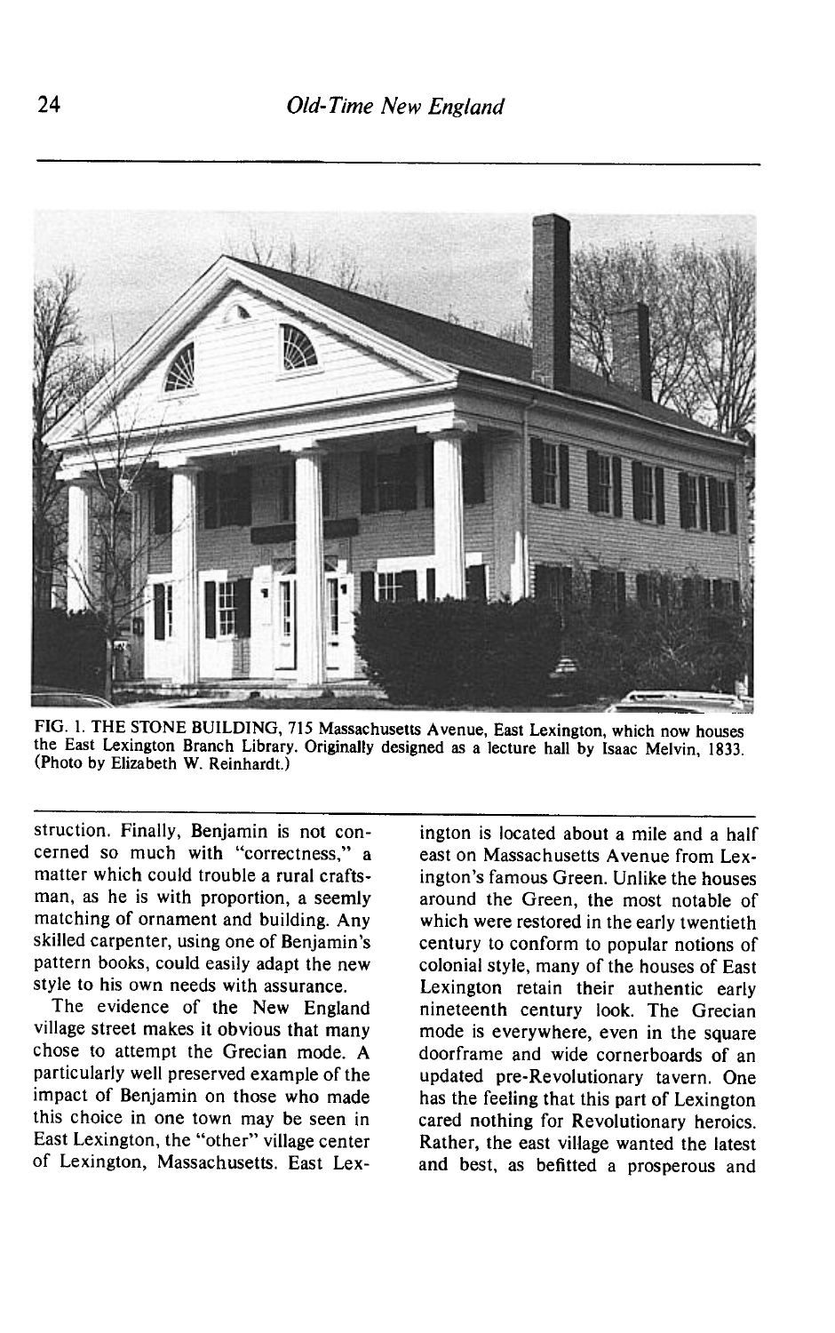FIG. 1. THE STONE BUILDING, 715 Massachusetts Avenue, East Lexington, which now houses the East Lexington Branch Library. Originally designed as a lecture hall by Isaac Melvin, 1833. (Photo by Elizabeth W. Reinhardt.)

struction. Finally, Benjamin is not concerned so much with "correctness," a matter which could trouble a rural craftsman, as he is with proportion, a seemly matching of ornament and building. Any skilled carpenter, using one of Benjamin's pattern books, could easily adapt the new style to his own needs with assurance.

The evidence of the New England village street makes it obvious that many chose to attempt the Grecian mode. A particularly well preserved example of the impact of Benjamin on those who made this choice in one town may be seen in East Lexington, the "other" village center of Lexington, Massachusetts. East Lexington is located about a mile and a half east on Massachusetts Avenue from Lexington's famous Green. Unlike the houses around the Green, the most notable of which were restored in the early twentieth century to conform to popular notions of colonial style, many of the houses of East Lexington retain their authentic early nineteenth century look. The Grecian mode is everywhere, even in the square doorframe and wide cornerboards of an updated pre-Revolutionary tavern. One has the feeling that this part of Lexington cared nothing for Revolutionary heroics. Rather, the east village wanted the latest and best, as befitted a prosperous and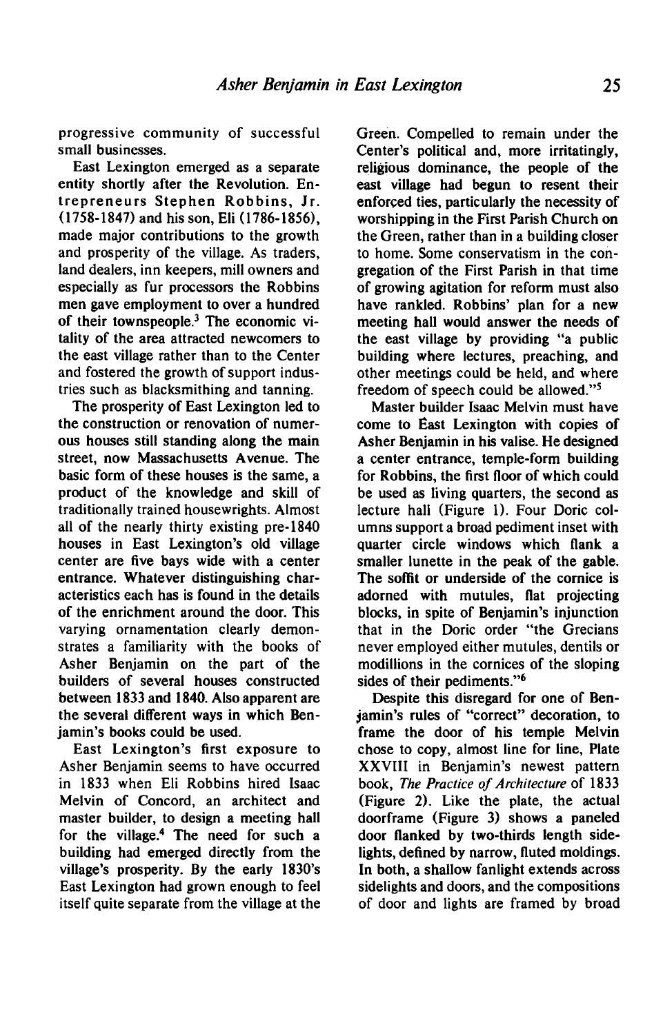progressive community of successful small businesses.

East Lexington emerged as a separate entity shortly after the Revolution. Entrepreneurs Stephen Robbins, Jr. (1758-1847) and his son, Eli (1786-1856), made major contributions to the growth and prosperity of the village. As traders, land dealers, inn keepers, mill owners and especially as fur processors the Robbins men gave employment to over a hundred of their townspeople.[3] The economic vitality of the area attracted newcomers to the east village rather than to the Center and fostered the growth of support industries such as blacksmithing and tanning.

The prosperity of East Lexington led to the construction or renovation of numerous houses still standing along the main street, now Massachusetts Avenue. The basic form of these houses is the same, a product of the knowledge and skill of traditionally trained housewrights. Almost all of the nearly thirty existing pre-1840 houses in East Lexington's old village center are five bays wide with a center entrance. Whatever distinguishing characteristics each has is found in the details of the enrichment around the door. This varying ornamentation clearly demonstrates a familiarity with the books of Asher Benjamin on the part of the builders of several houses constructed between 1833 and 1840. Also apparent are the several different ways in which Benjamin's books could be used.

East Lexington's first exposure to Asher Benjamin seems to have occurred in 1833 when Eli Robbins hired Isaac Melvin of Concord, an architect and master builder, to design a meeting hall for the village.[4] The need for such a building had emerged directly from the village's prosperity. By the early 1830's East Lexington had grown enough to feel itself quite separate from the village at the Green. Compelled to remain under the Center's political and, more irritatingly, religious dominance, the people of the east village had begun to resent their enforced ties, particularly the necessity of worshipping in the First Parish Church on the Green, rather than in a building closer to home. Some conservatism in the congregation of the First Parish in that time of growing agitation for reform must also have rankled. Robbins' plan for a new meeting hall would answer the needs of the east village by providing "a public building where lectures, preaching, and other meetings could be held, and where freedom of speech could be allowed."[5]

Master builder Isaac Melvin must have come to East Lexington with copies of Asher Benjamin in his valise. He designed a center entrance, temple-form building for Robbins, the first floor of which could be used as living quarters, the second as lecture hall (Figure 1). Four Doric columns support a broad pediment inset with quarter circle windows which flank a smaller lunette in the peak of the gable. The soffit or underside of the cornice is adorned with mutules, flat projecting blocks, in spite of Benjamin's injunction that in the Doric order "the Grecians never employed either mutules, dentils or modillions in the cornices of the sloping sides of their pediments."[6]

Despite this disregard for one of Benjamin's rules of "correct" decoration, to frame the door of his temple Melvin chose to copy, almost line for line, Plate XXVIII in Benjamin's newest pattern book, *The Practice of Architecture* of 1833 (Figure 2). Like the plate, the actual doorframe (Figure 3) shows a paneled door flanked by two-thirds length sidelights, defined by narrow, fluted moldings. In both, a shallow fanlight extends across sidelights and doors, and the compositions of door and lights are framed by broad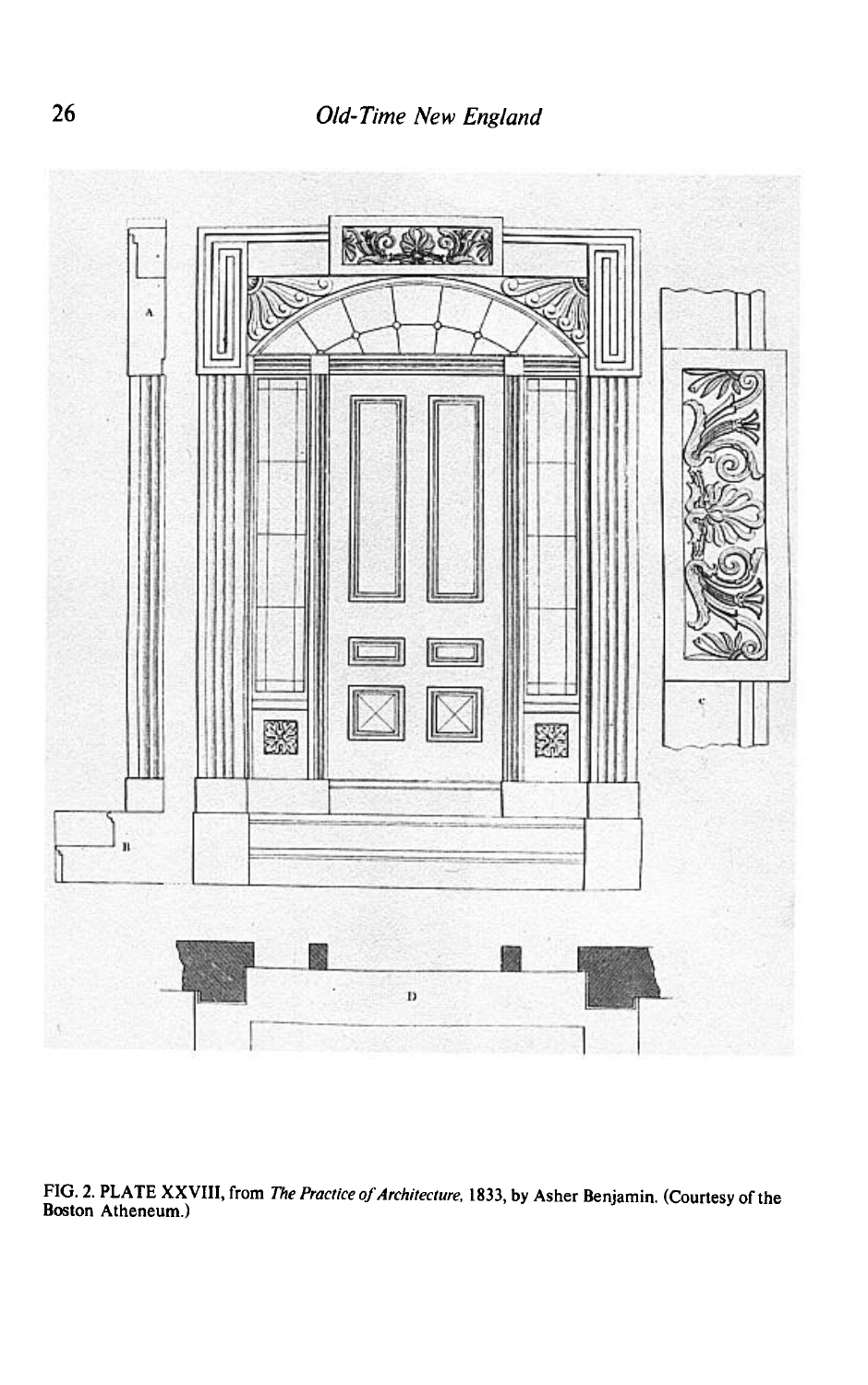FIG. 2. PLATE XXVIII, from *The Practice of Architecture*, 1833, by Asher Benjamin. (Courtesy of the Boston Atheneum.)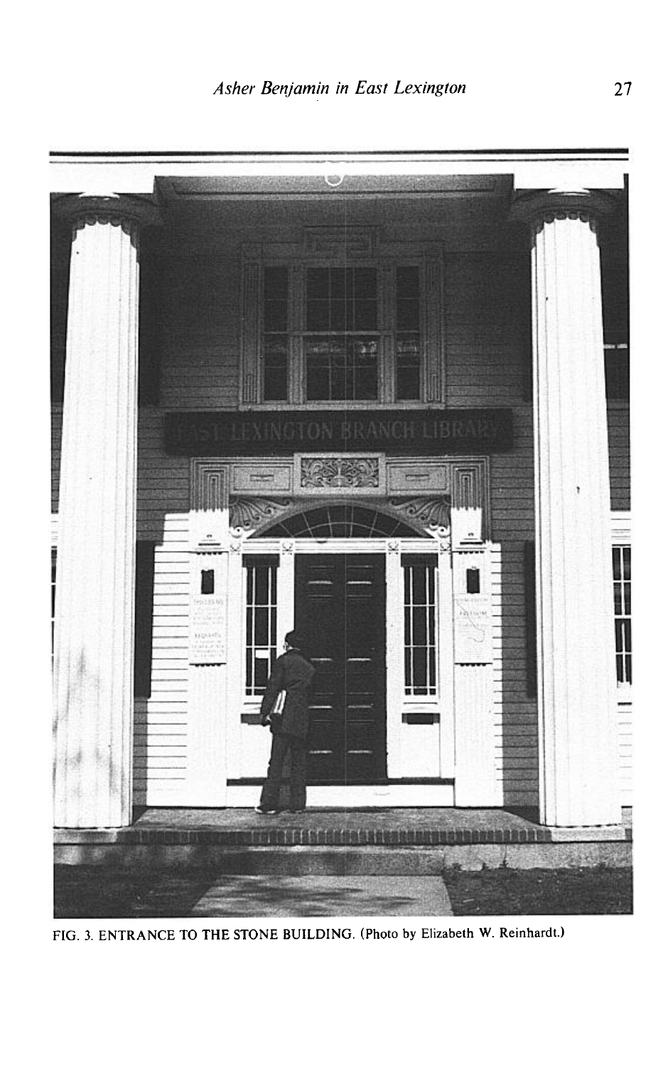FIG. 3. ENTRANCE TO THE STONE BUILDING. (Photo by Elizabeth W. Reinhardt.)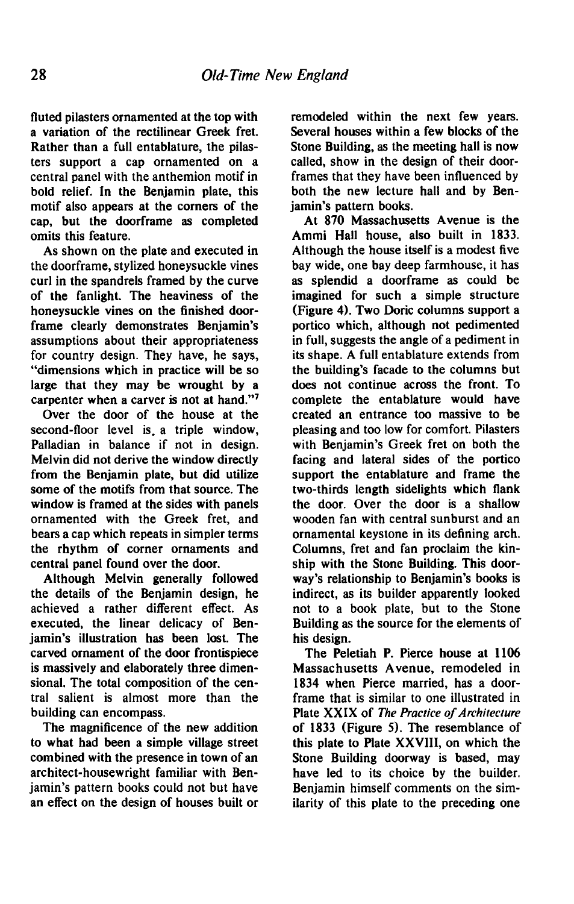fluted pilasters ornamented at the top with a variation of the rectilinear Greek fret. Rather than a full entablature, the pilasters support a cap ornamented on a central panel with the anthemion motif in bold relief. In the Benjamin plate, this motif also appears at the corners of the cap, but the doorframe as completed omits this feature.

As shown on the plate and executed in the doorframe, stylized honeysuckle vines curl in the spandrels framed by the curve of the fanlight. The heaviness of the honeysuckle vines on the finished doorframe clearly demonstrates Benjamin's assumptions about their appropriateness for country design. They have, he says, "dimensions which in practice will be so large that they may be wrought by a carpenter when a carver is not at hand."[7]

Over the door of the house at the second-floor level is a triple window, Palladian in balance if not in design. Melvin did not derive the window directly from the Benjamin plate, but did utilize some of the motifs from that source. The window is framed at the sides with panels ornamented with the Greek fret, and bears a cap which repeats in simpler terms the rhythm of corner ornaments and central panel found over the door.

Although Melvin generally followed the details of the Benjamin design, he achieved a rather different effect. As executed, the linear delicacy of Benjamin's illustration has been lost. The carved ornament of the door frontispiece is massively and elaborately three dimensional. The total composition of the central salient is almost more than the building can encompass.

The magnificence of the new addition to what had been a simple village street combined with the presence in town of an architect-housewright familiar with Benjamin's pattern books could not but have an effect on the design of houses built or remodeled within the next few years. Several houses within a few blocks of the Stone Building, as the meeting hall is now called, show in the design of their doorframes that they have been influenced by both the new lecture hall and by Benjamin's pattern books.

At 870 Massachusetts Avenue is the Ammi Hall house, also built in 1833. Although the house itself is a modest five bay wide, one bay deep farmhouse, it has as splendid a doorframe as could be imagined for such a simple structure (Figure 4). Two Doric columns support a portico which, although not pedimented in full, suggests the angle of a pediment in its shape. A full entablature extends from the building's facade to the columns but does not continue across the front. To complete the entablature would have created an entrance too massive to be pleasing and too low for comfort. Pilasters with Benjamin's Greek fret on both the facing and lateral sides of the portico support the entablature and frame the two-thirds length sidelights which flank the door. Over the door is a shallow wooden fan with central sunburst and an ornamental keystone in its defining arch. Columns, fret and fan proclaim the kinship with the Stone Building. This doorway's relationship to Benjamin's books is indirect, as its builder apparently looked not to a book plate, but to the Stone Building as the source for the elements of his design.

The Peletiah P. Pierce house at 1106 Massachusetts Avenue, remodeled in 1834 when Pierce married, has a doorframe that is similar to one illustrated in Plate XXIX of *The Practice of Architecture* of 1833 (Figure 5). The resemblance of this plate to Plate XXVIII, on which the Stone Building doorway is based, may have led to its choice by the builder. Benjamin himself comments on the similarity of this plate to the preceding one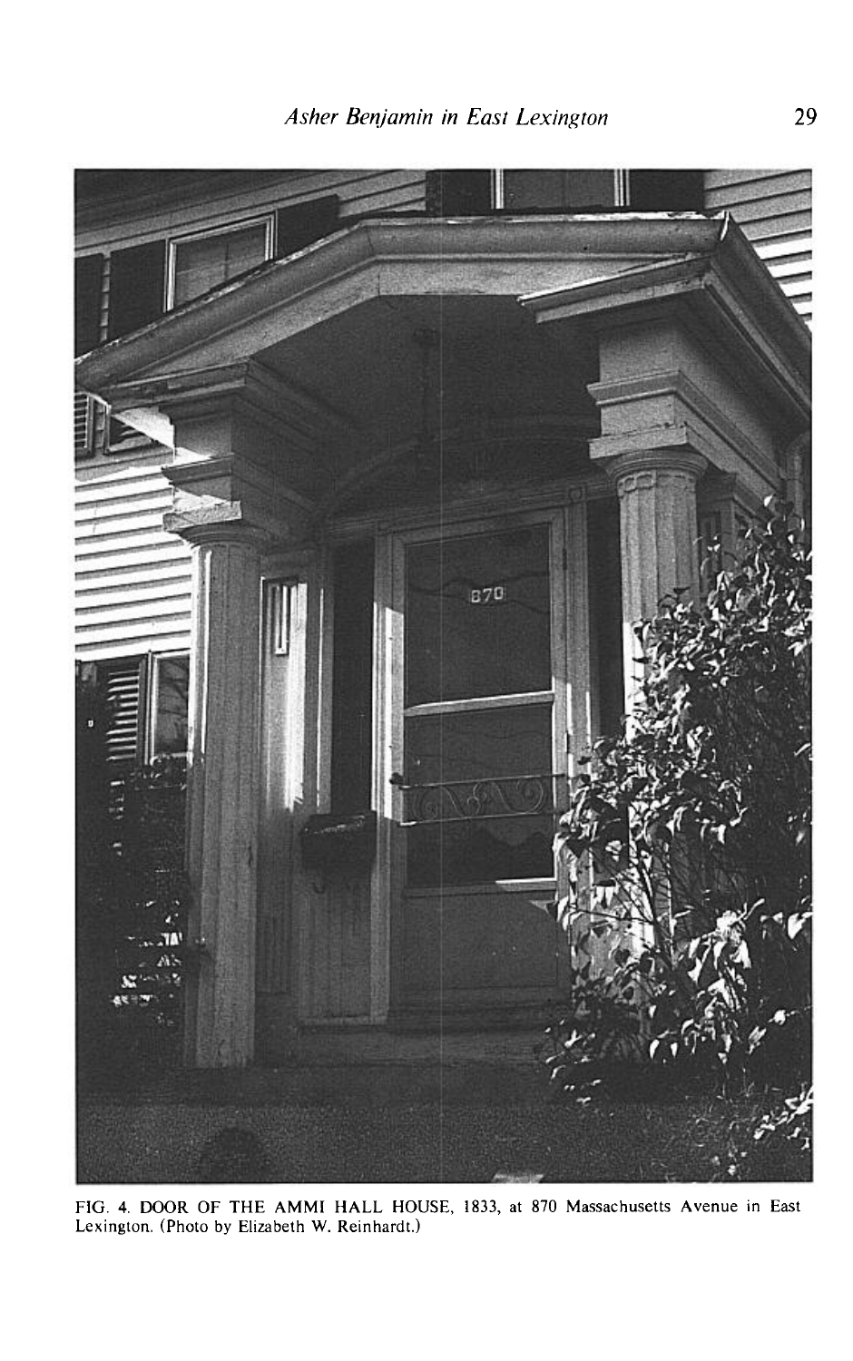FIG. 4. DOOR OF THE AMMI HALL HOUSE, 1833, at 870 Massachusetts Avenue in East Lexington. (Photo by Elizabeth W. Reinhardt.)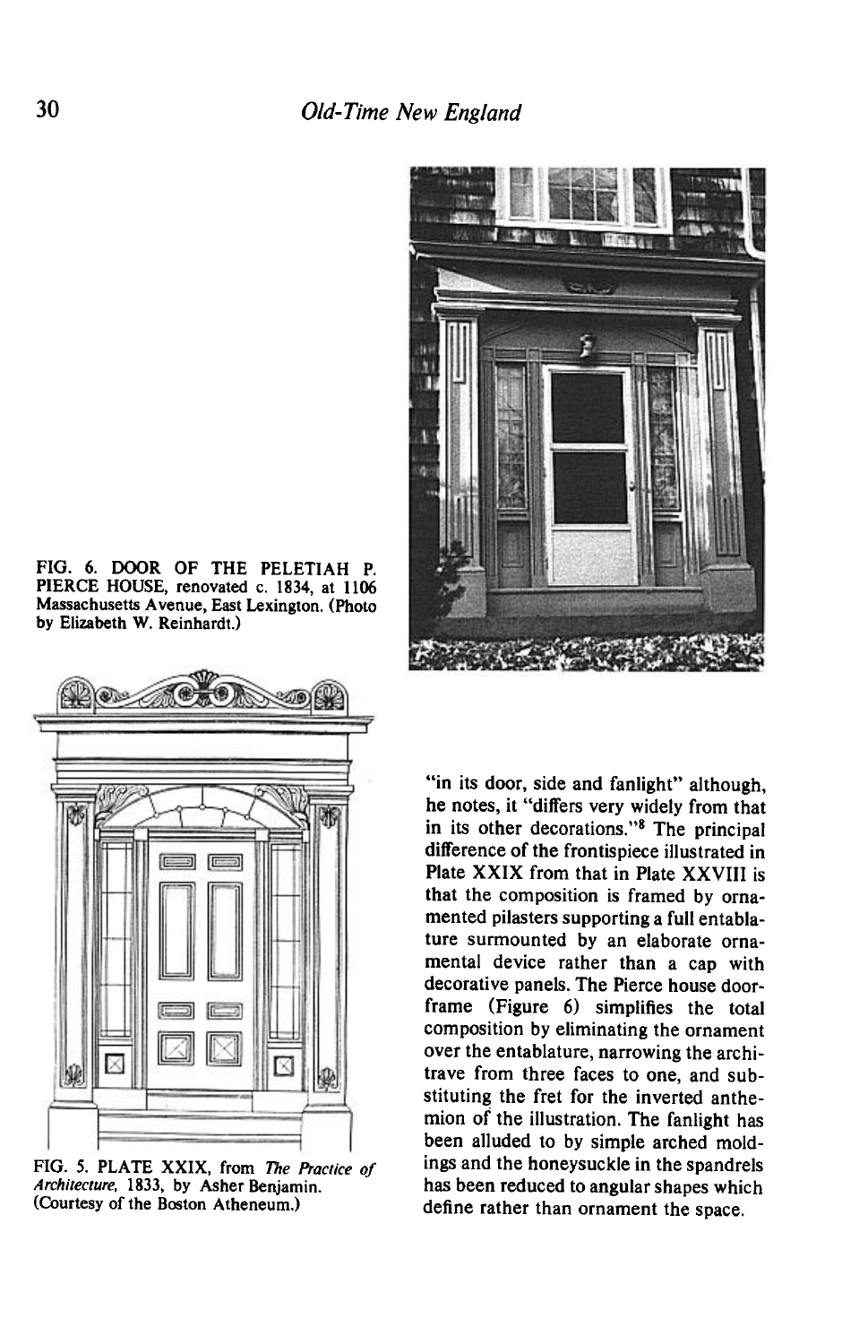FIG. 6. DOOR OF THE PELETIAH P. PIERCE HOUSE, renovated c. 1834, at 1106 Massachusetts Avenue, East Lexington. (Photo by Elizabeth W. Reinhardt.)

FIG. 5. PLATE XXIX, from *The Practice of Architecture*, 1833, by Asher Benjamin. (Courtesy of the Boston Atheneum.)

"in its door, side and fanlight" although, he notes, it "differs very widely from that in its other decorations."[8] The principal difference of the frontispiece illustrated in Plate XXIX from that in Plate XXVIII is that the composition is framed by ornamented pilasters supporting a full entablature surmounted by an elaborate ornamental device rather than a cap with decorative panels. The Pierce house doorframe (Figure 6) simplifies the total composition by eliminating the ornament over the entablature, narrowing the architrave from three faces to one, and substituting the fret for the inverted anthemion of the illustration. The fanlight has been alluded to by simple arched moldings and the honeysuckle in the spandrels has been reduced to angular shapes which define rather than ornament the space.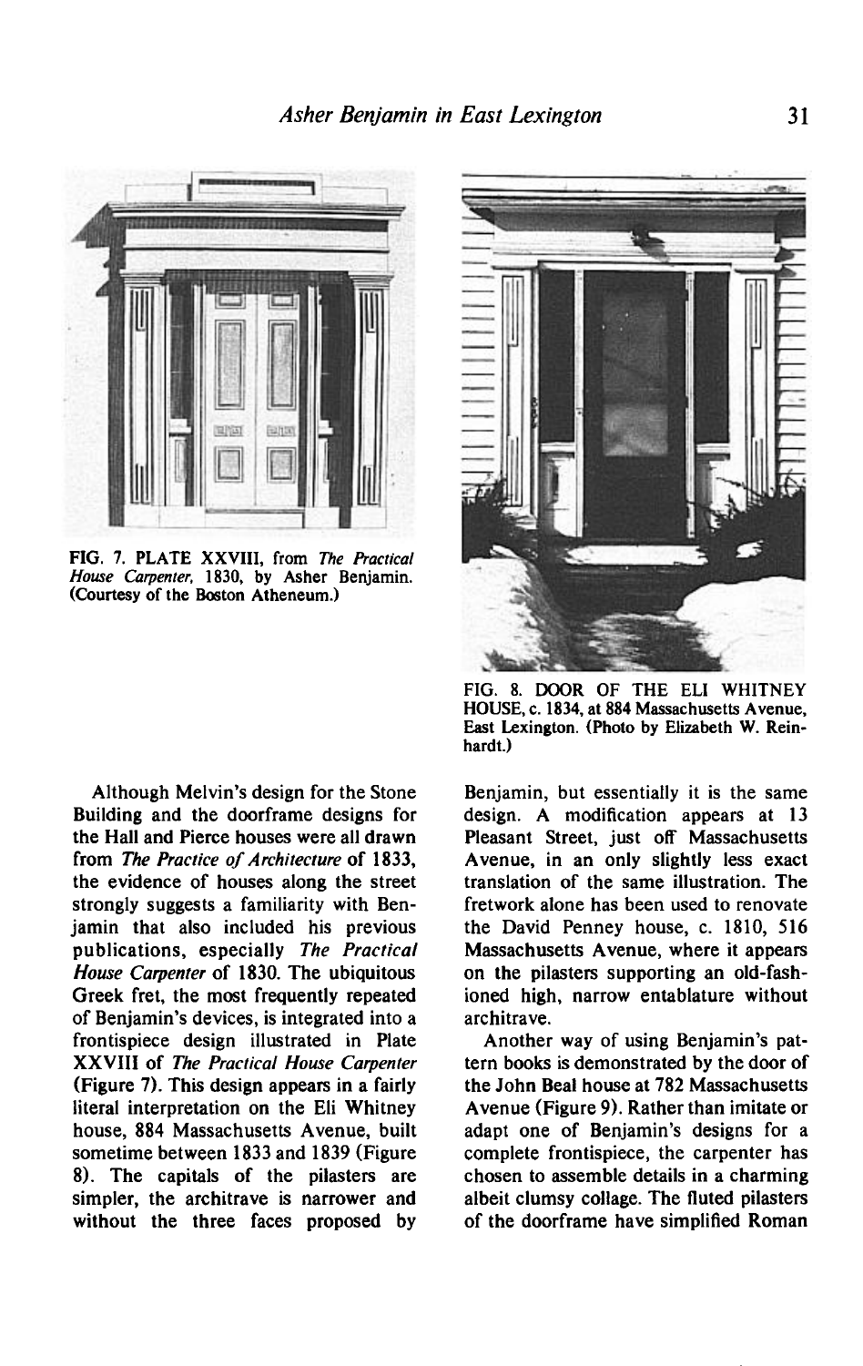FIG. 7. PLATE XXVIII, from *The Practical House Carpenter*, 1830, by Asher Benjamin. (Courtesy of the Boston Atheneum.)

FIG. 8. DOOR OF THE ELI WHITNEY HOUSE, c. 1834, at 884 Massachusetts Avenue, East Lexington. (Photo by Elizabeth W. Reinhardt.)

Although Melvin's design for the Stone Building and the doorframe designs for the Hall and Pierce houses were all drawn from *The Practice of Architecture* of 1833, the evidence of houses along the street strongly suggests a familiarity with Benjamin that also included his previous publications, especially *The Practical House Carpenter* of 1830. The ubiquitous Greek fret, the most frequently repeated of Benjamin's devices, is integrated into a frontispiece design illustrated in Plate XXVIII of *The Practical House Carpenter* (Figure 7). This design appears in a fairly literal interpretation on the Eli Whitney house, 884 Massachusetts Avenue, built sometime between 1833 and 1839 (Figure 8). The capitals of the pilasters are simpler, the architrave is narrower and without the three faces proposed by Benjamin, but essentially it is the same design. A modification appears at 13 Pleasant Street, just off Massachusetts Avenue, in an only slightly less exact translation of the same illustration. The fretwork alone has been used to renovate the David Penney house, c. 1810, 516 Massachusetts Avenue, where it appears on the pilasters supporting an old-fashioned high, narrow entablature without architrave.

Another way of using Benjamin's pattern books is demonstrated by the door of the John Beal house at 782 Massachusetts Avenue (Figure 9). Rather than imitate or adapt one of Benjamin's designs for a complete frontispiece, the carpenter has chosen to assemble details in a charming albeit clumsy collage. The fluted pilasters of the doorframe have simplified Roman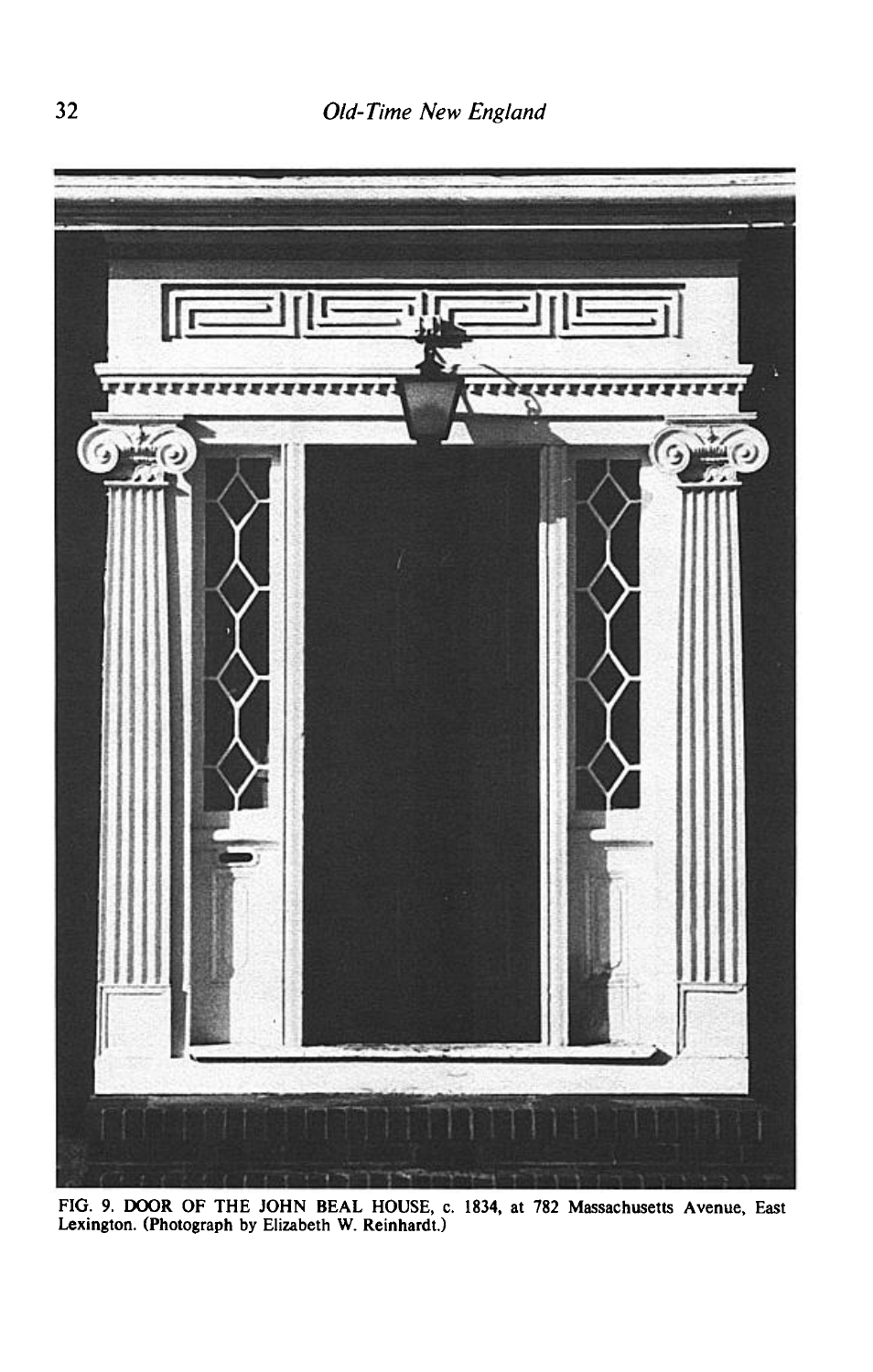FIG. 9. DOOR OF THE JOHN BEAL HOUSE, c. 1834, at 782 Massachusetts Avenue, East Lexington. (Photograph by Elizabeth W. Reinhardt.)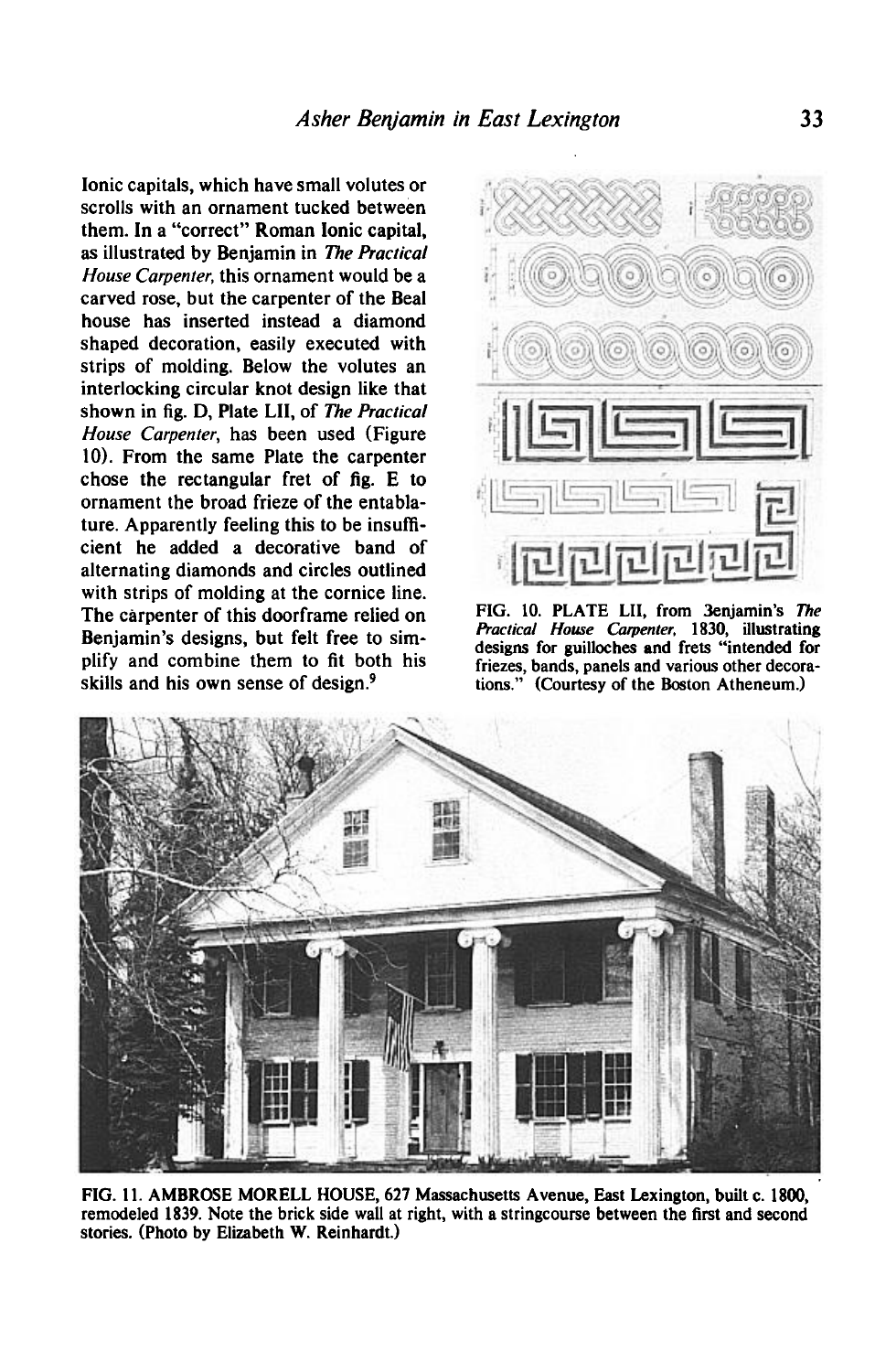Ionic capitals, which have small volutes or scrolls with an ornament tucked between them. In a "correct" Roman Ionic capital, as illustrated by Benjamin in *The Practical House Carpenter*, this ornament would be a carved rose, but the carpenter of the Beal house has inserted instead a diamond shaped decoration, easily executed with strips of molding. Below the volutes an interlocking circular knot design like that shown in fig. D, Plate LII, of *The Practical House Carpenter*, has been used (Figure 10). From the same Plate the carpenter chose the rectangular fret of fig. E to ornament the broad frieze of the entablature. Apparently feeling this to be insufficient he added a decorative band of alternating diamonds and circles outlined with strips of molding at the cornice line. The carpenter of this doorframe relied on Benjamin's designs, but felt free to simplify and combine them to fit both his skills and his own sense of design.[9]

FIG. 10. PLATE LII, from 3enjamin's *The Practical House Carpenter*, 1830, illustrating designs for guilloches and frets "intended for friezes, bands, panels and various other decorations." (Courtesy of the Boston Atheneum.)

FIG. 11. AMBROSE MORELL HOUSE, 627 Massachusetts Avenue, East Lexington, built c. 1800, remodeled 1839. Note the brick side wall at right, with a stringcourse between the first and second stories. (Photo by Elizabeth W. Reinhardt.)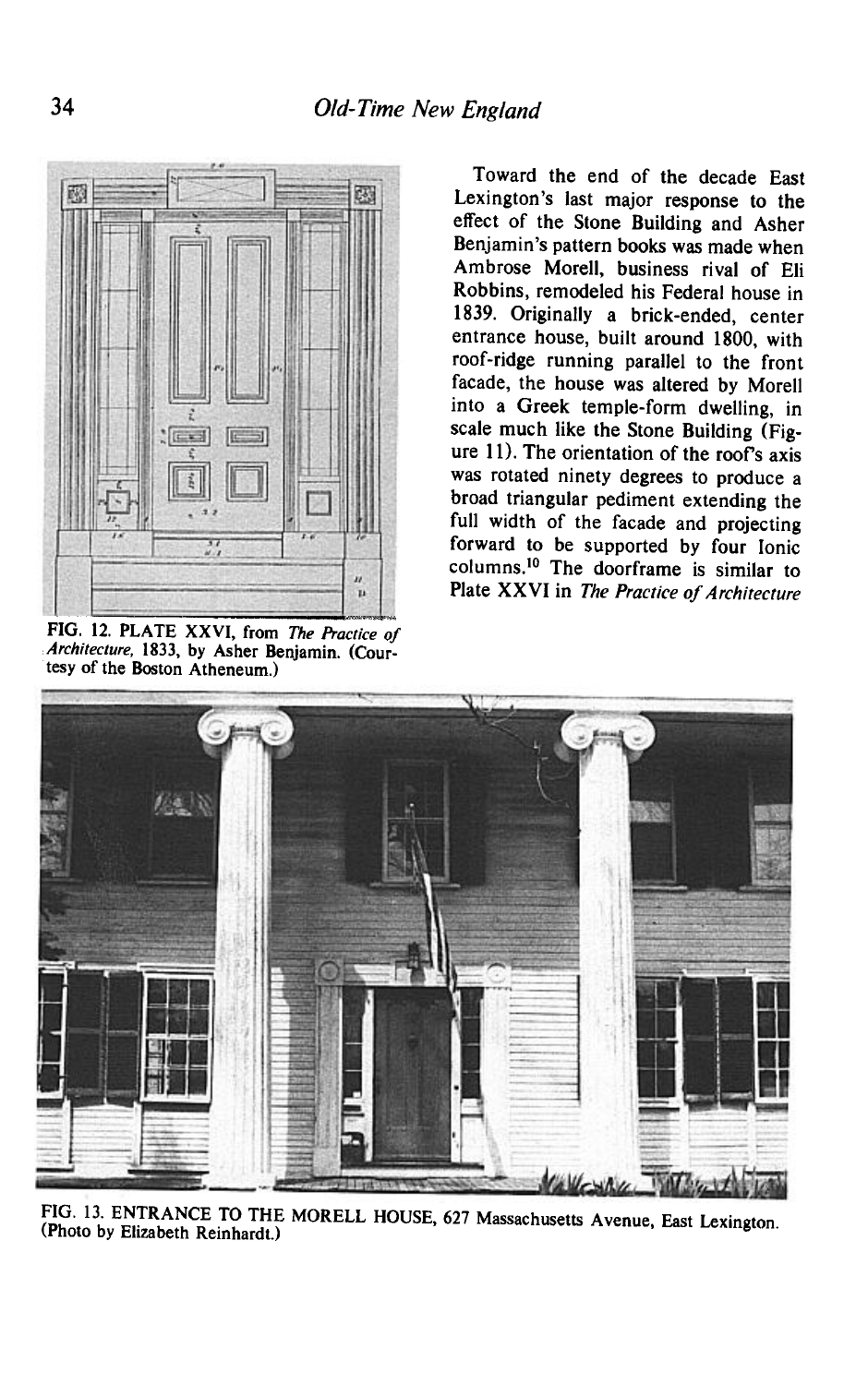FIG. 12. PLATE XXVI, from *The Practice of Architecture,* 1833, by Asher Benjamin. (Courtesy of the Boston Atheneum.)

Toward the end of the decade East Lexington's last major response to the effect of the Stone Building and Asher Benjamin's pattern books was made when Ambrose Morell, business rival of Eli Robbins, remodeled his Federal house in 1839. Originally a brick-ended, center entrance house, built around 1800, with roof-ridge running parallel to the front facade, the house was altered by Morell into a Greek temple-form dwelling, in scale much like the Stone Building (Figure 11). The orientation of the roof's axis was rotated ninety degrees to produce a broad triangular pediment extending the full width of the facade and projecting forward to be supported by four Ionic columns.[10] The doorframe is similar to Plate XXVI in *The Practice of Architecture*

FIG. 13. ENTRANCE TO THE MORELL HOUSE, 627 Massachusetts Avenue, East Lexington. (Photo by Elizabeth Reinhardt.)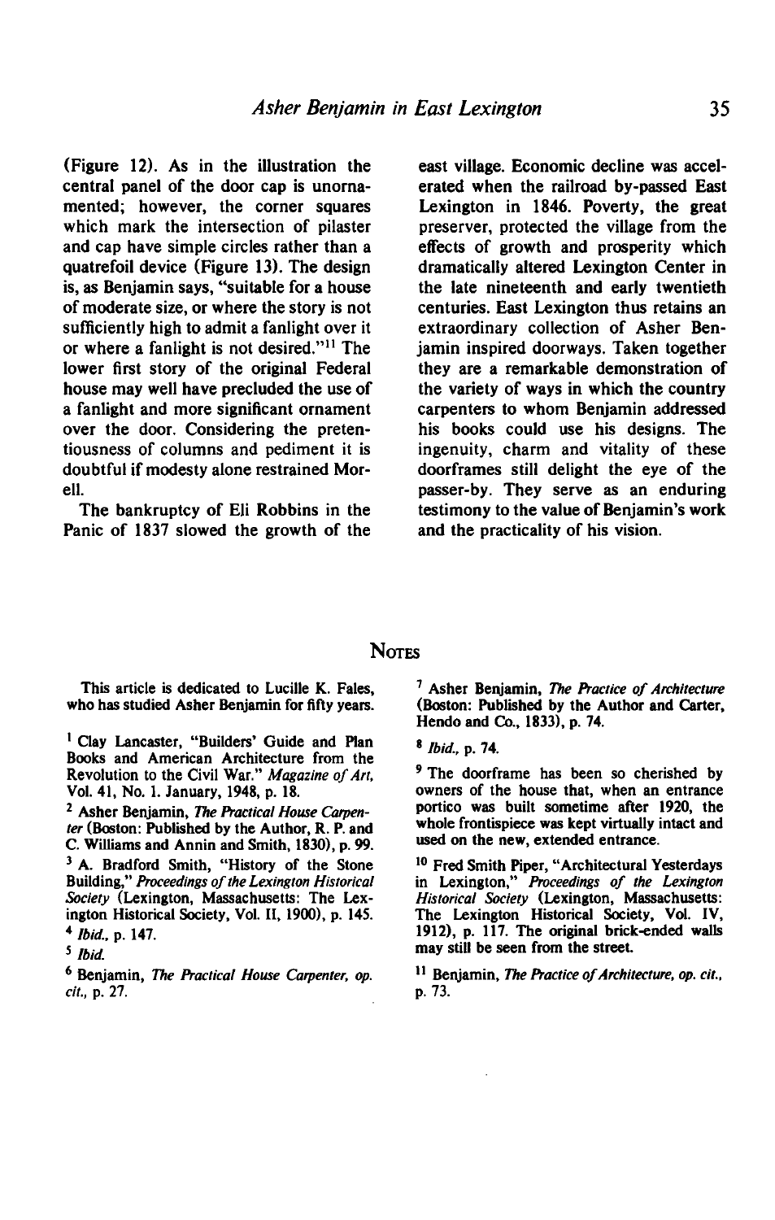(Figure 12). As in the illustration the central panel of the door cap is unornamented; however, the corner squares which mark the intersection of pilaster and cap have simple circles rather than a quatrefoil device (Figure 13). The design is, as Benjamin says, "suitable for a house of moderate size, or where the story is not sufficiently high to admit a fanlight over it or where a fanlight is not desired."[11] The lower first story of the original Federal house may well have precluded the use of a fanlight and more significant ornament over the door. Considering the pretentiousness of columns and pediment it is doubtful if modesty alone restrained Morell.

The bankruptcy of Eli Robbins in the Panic of 1837 slowed the growth of the east village. Economic decline was accelerated when the railroad by-passed East Lexington in 1846. Poverty, the great preserver, protected the village from the effects of growth and prosperity which dramatically altered Lexington Center in the late nineteenth and early twentieth centuries. East Lexington thus retains an extraordinary collection of Asher Benjamin inspired doorways. Taken together they are a remarkable demonstration of the variety of ways in which the country carpenters to whom Benjamin addressed his books could use his designs. The ingenuity, charm and vitality of these doorframes still delight the eye of the passer-by. They serve as an enduring testimony to the value of Benjamin's work and the practicality of his vision.

## Notes

This article is dedicated to Lucille K. Fales, who has studied Asher Benjamin for fifty years.

[1] Clay Lancaster, "Builders' Guide and Plan Books and American Architecture from the Revolution to the Civil War." *Magazine of Art*, Vol. 41, No. 1. January, 1948, p. 18.

[2] Asher Benjamin, *The Practical House Carpenter* (Boston: Published by the Author, R. P. and C. Williams and Annin and Smith, 1830), p. 99.

[3] A. Bradford Smith, "History of the Stone Building," *Proceedings of the Lexington Historical Society* (Lexington, Massachusetts: The Lexington Historical Society, Vol. II, 1900), p. 145.

[4] *Ibid.*, p. 147.

[5] *Ibid.*

[6] Benjamin, *The Practical House Carpenter, op. cit.*, p. 27.

[7] Asher Benjamin, *The Practice of Architecture* (Boston: Published by the Author and Carter, Hendo and Co., 1833), p. 74.

[8] *Ibid.*, p. 74.

[9] The doorframe has been so cherished by owners of the house that, when an entrance portico was built sometime after 1920, the whole frontispiece was kept virtually intact and used on the new, extended entrance.

[10] Fred Smith Piper, "Architectural Yesterdays in Lexington," *Proceedings of the Lexington Historical Society* (Lexington, Massachusetts: The Lexington Historical Society, Vol. IV, 1912), p. 117. The original brick-ended walls may still be seen from the street.

[11] Benjamin, *The Practice of Architecture, op. cit.*, p. 73.